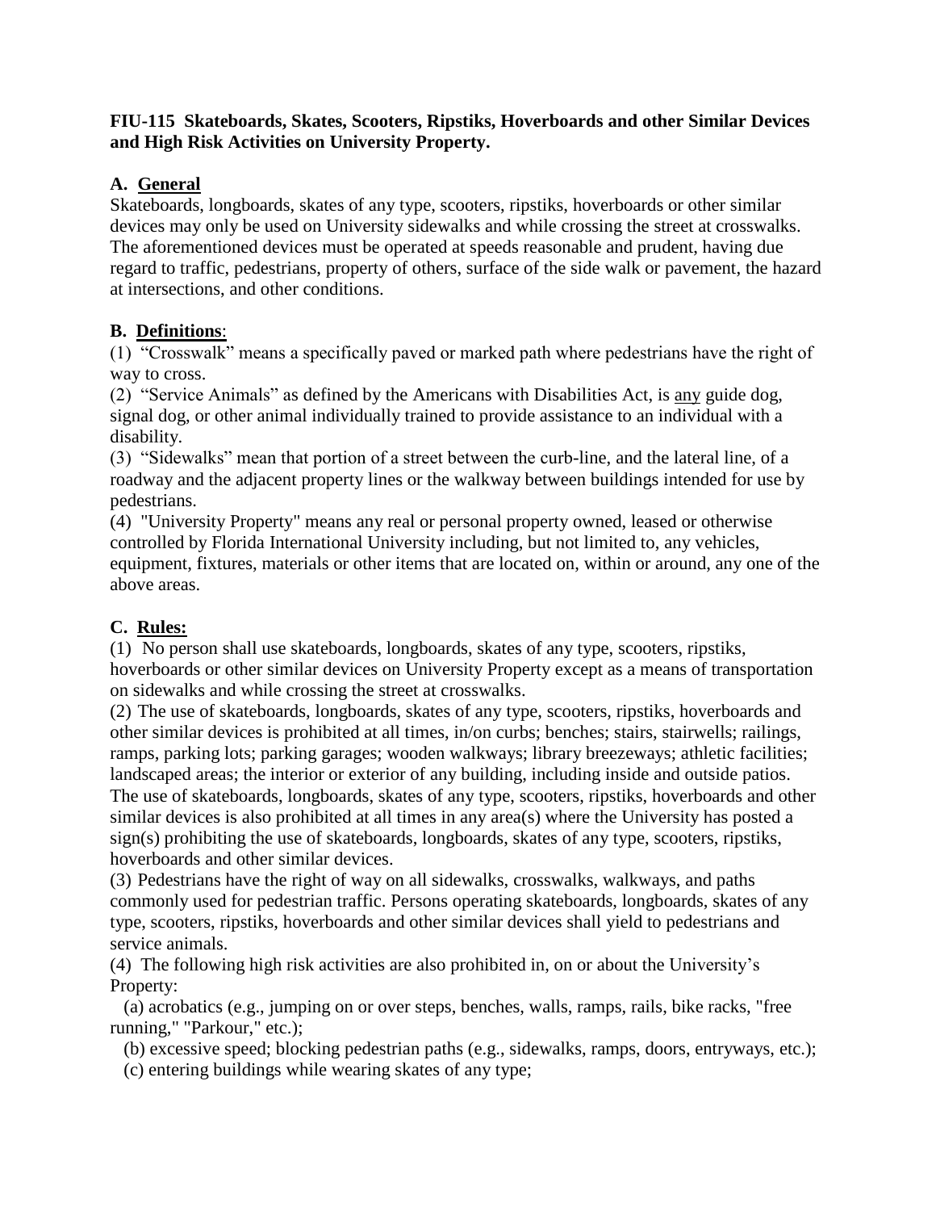**FIU-115 Skateboards, Skates, Scooters, Ripstiks, Hoverboards and other Similar Devices and High Risk Activities on University Property.**

**A. General**

Skateboards, longboards, skates of any type, scooters, ripstiks, hoverboards or other similar devices may only be used on University sidewalks and while crossing the street at crosswalks. The aforementioned devices must be operated at speeds reasonable and prudent, having due regard to traffic, pedestrians, property of others, surface of the side walk or pavement, the hazard at intersections, and other conditions.

**B. Definitions**:

(1) "Crosswalk" means a specifically paved or marked path where pedestrians have the right of way to cross.

(2) "Service Animals" as defined by the Americans with Disabilities Act, is any guide dog, signal dog, or other animal individually trained to provide assistance to an individual with a disability.

(3) "Sidewalks" mean that portion of a street between the curb-line, and the lateral line, of a roadway and the adjacent property lines or the walkway between buildings intended for use by pedestrians.

(4) "University Property" means any real or personal property owned, leased or otherwise controlled by Florida International University including, but not limited to, any vehicles, equipment, fixtures, materials or other items that are located on, within or around, any one of the above areas.

**C. Rules:**

(1) No person shall use skateboards, longboards, skates of any type, scooters, ripstiks, hoverboards or other similar devices on University Property except as a means of transportation on sidewalks and while crossing the street at crosswalks.

(2) The use of skateboards, longboards, skates of any type, scooters, ripstiks, hoverboards and other similar devices is prohibited at all times, in/on curbs; benches; stairs, stairwells; railings, ramps, parking lots; parking garages; wooden walkways; library breezeways; athletic facilities; landscaped areas; the interior or exterior of any building, including inside and outside patios. The use of skateboards, longboards, skates of any type, scooters, ripstiks, hoverboards and other similar devices is also prohibited at all times in any area(s) where the University has posted a sign(s) prohibiting the use of skateboards, longboards, skates of any type, scooters, ripstiks, hoverboards and other similar devices.

(3) Pedestrians have the right of way on all sidewalks, crosswalks, walkways, and paths commonly used for pedestrian traffic. Persons operating skateboards, longboards, skates of any type, scooters, ripstiks, hoverboards and other similar devices shall yield to pedestrians and service animals.

(4) The following high risk activities are also prohibited in, on or about the University's Property:

(a) acrobatics (e.g., jumping on or over steps, benches, walls, ramps, rails, bike racks, "free running," "Parkour," etc.);

(b) excessive speed; blocking pedestrian paths (e.g., sidewalks, ramps, doors, entryways, etc.);

(c) entering buildings while wearing skates of any type;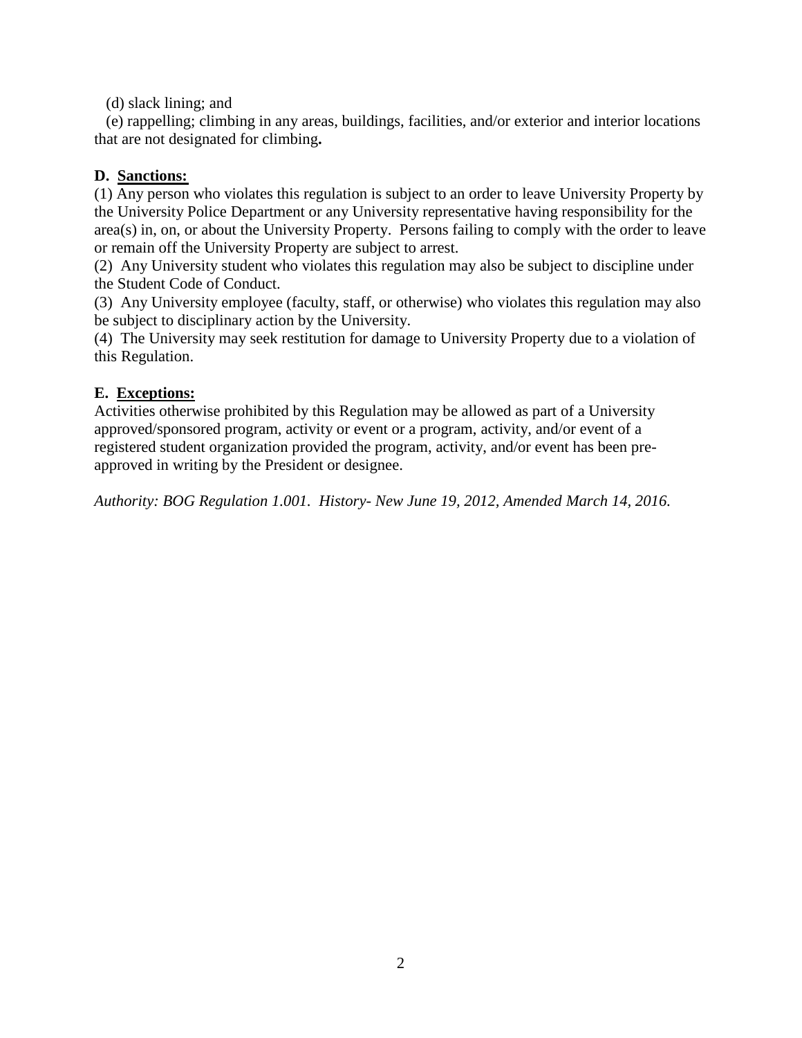(d) slack lining; and

(e) rappelling; climbing in any areas, buildings, facilities, and/or exterior and interior locations that are not designated for climbing**.**

**D. <u>Sanctions:</u>**

(1) Any person who violates this regulation is subject to an order to leave University Property by the University Police Department or any University representative having responsibility for the area(s) in, on, or about the University Property. Persons failing to comply with the order to leave or remain off the University Property are subject to arrest.

(2) Any University student who violates this regulation may also be subject to discipline under the Student Code of Conduct.

(3) Any University employee (faculty, staff, or otherwise) who violates this regulation may also be subject to disciplinary action by the University.

(4) The University may seek restitution for damage to University Property due to a violation of this Regulation.

**E. <u>Exceptions:</u>**

Activities otherwise prohibited by this Regulation may be allowed as part of a University approved/sponsored program, activity or event or a program, activity, and/or event of a registered student organization provided the program, activity, and event has been pre-approved in writing by the President or designee.

*Authority: BOG Regulation 1.001. History- New June 19, 2012, Amended March 14, 2016.*